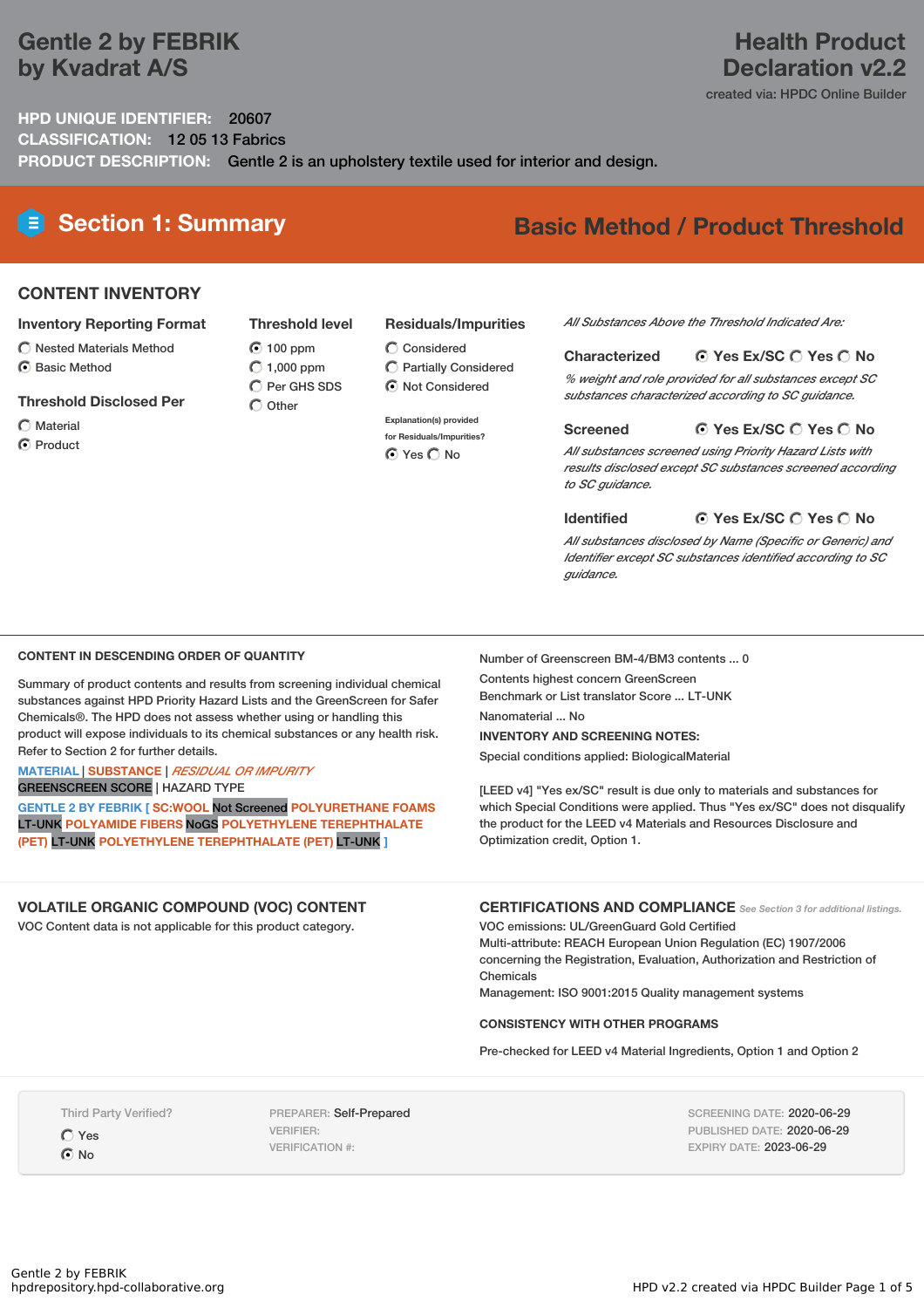# Gentle 2 by FEBRIK by Kvadrat A/S

**Health Product Declaration v2.2**

created via: HPDC Online Builder

**HPD UNIQUE IDENTIFIER:** 20607
**CLASSIFICATION:** 12 05 13 Fabrics
**PRODUCT DESCRIPTION:** Gentle 2 is an upholstery textile used for interior and design.

## Section 1: Summary

**Basic Method / Product Threshold**

### CONTENT INVENTORY

**Inventory Reporting Format**
- ○ Nested Materials Method
- ◉ Basic Method

**Threshold Disclosed Per**
- ○ Material
- ◉ Product

**Threshold level**
- ◉ 100 ppm
- ○ 1,000 ppm
- ○ Per GHS SDS
- ○ Other

**Residuals/Impurities**
- ○ Considered
- ○ Partially Considered
- ◉ Not Considered

Explanation(s) provided for Residuals/Impurities?
◉ Yes ○ No

*All Substances Above the Threshold Indicated Are:*

**Characterized** ◉ Yes Ex/SC ○ Yes ○ No
*% weight and role provided for all substances except SC substances characterized according to SC guidance.*

**Screened** ◉ Yes Ex/SC ○ Yes ○ No
*All substances screened using Priority Hazard Lists with results disclosed except SC substances screened according to SC guidance.*

**Identified** ◉ Yes Ex/SC ○ Yes ○ No
*All substances disclosed by Name (Specific or Generic) and Identifier except SC substances identified according to SC guidance.*

**CONTENT IN DESCENDING ORDER OF QUANTITY**

Summary of product contents and results from screening individual chemical substances against HPD Priority Hazard Lists and the GreenScreen for Safer Chemicals®. The HPD does not assess whether using or handling this product will expose individuals to its chemical substances or any health risk. Refer to Section 2 for further details.

MATERIAL | SUBSTANCE | *RESIDUAL OR IMPURITY*
GREENSCREEN SCORE | HAZARD TYPE

GENTLE 2 BY FEBRIK [ SC:WOOL Not Screened POLYURETHANE FOAMS LT-UNK POLYAMIDE FIBERS NoGS POLYETHYLENE TEREPHTHALATE (PET) LT-UNK POLYETHYLENE TEREPHTHALATE (PET) LT-UNK ]

Number of Greenscreen BM-4/BM3 contents ... 0

Contents highest concern GreenScreen Benchmark or List translator Score ... LT-UNK

Nanomaterial ... No

**INVENTORY AND SCREENING NOTES:**

Special conditions applied: BiologicalMaterial

[LEED v4] "Yes ex/SC" result is due only to materials and substances for which Special Conditions were applied. Thus "Yes ex/SC" does not disqualify the product for the LEED v4 Materials and Resources Disclosure and Optimization credit, Option 1.

### VOLATILE ORGANIC COMPOUND (VOC) CONTENT

VOC Content data is not applicable for this product category.

### CERTIFICATIONS AND COMPLIANCE

*See Section 3 for additional listings.*

VOC emissions: UL/GreenGuard Gold Certified
Multi-attribute: REACH European Union Regulation (EC) 1907/2006 concerning the Registration, Evaluation, Authorization and Restriction of Chemicals
Management: ISO 9001:2015 Quality management systems

**CONSISTENCY WITH OTHER PROGRAMS**

Pre-checked for LEED v4 Material Ingredients, Option 1 and Option 2

Third Party Verified?
- ○ Yes
- ◉ No

PREPARER: Self-Prepared
VERIFIER:
VERIFICATION #:

SCREENING DATE: 2020-06-29
PUBLISHED DATE: 2020-06-29
EXPIRY DATE: 2023-06-29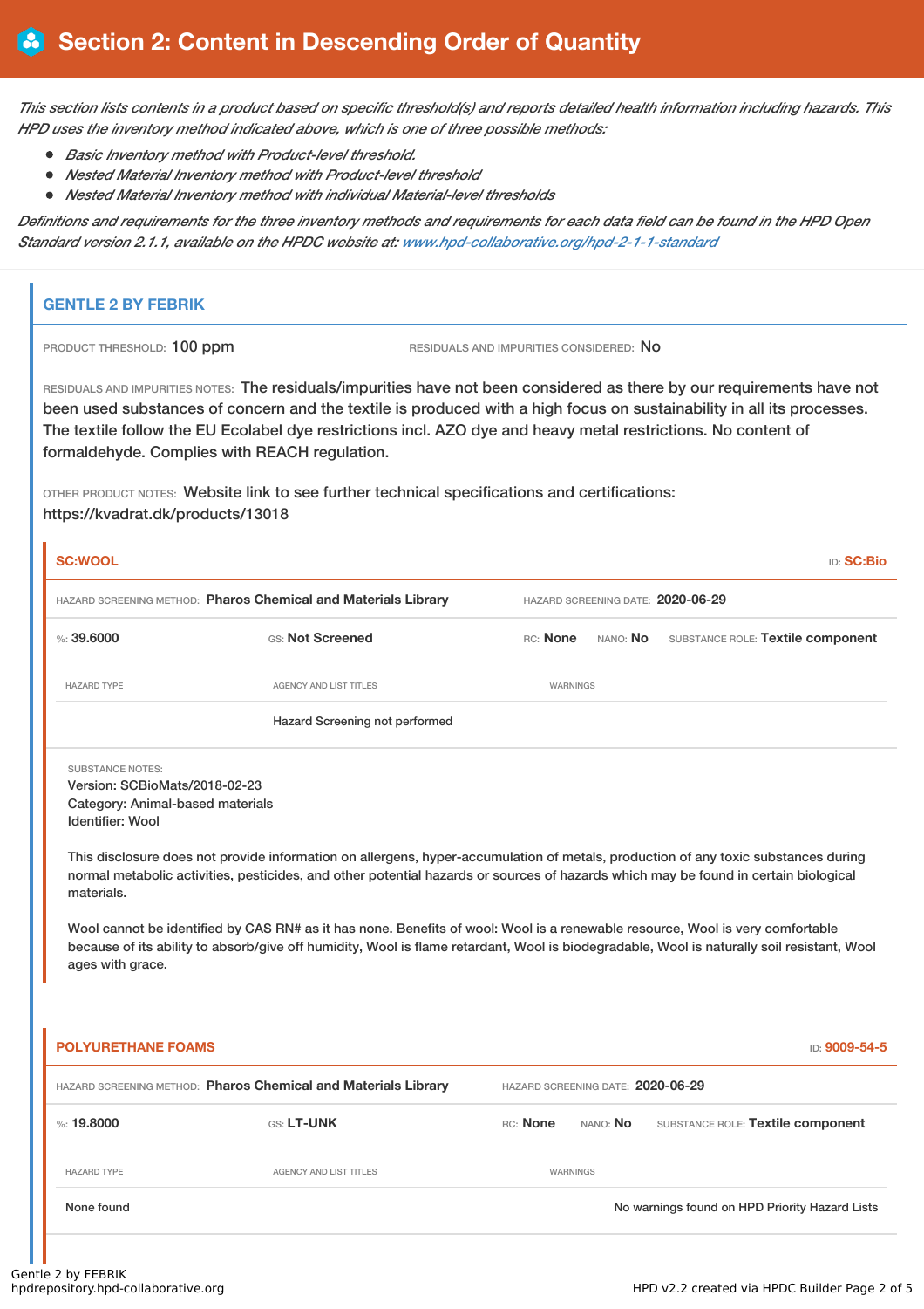# Section 2: Content in Descending Order of Quantity

*This section lists contents in a product based on specific threshold(s) and reports detailed health information including hazards. This HPD uses the inventory method indicated above, which is one of three possible methods:*

- *Basic Inventory method with Product-level threshold.*
- *Nested Material Inventory method with Product-level threshold*
- *Nested Material Inventory method with individual Material-level thresholds*

*Definitions and requirements for the three inventory methods and requirements for each data field can be found in the HPD Open Standard version 2.1.1, available on the HPDC website at: www.hpd-collaborative.org/hpd-2-1-1-standard*

## GENTLE 2 BY FEBRIK

PRODUCT THRESHOLD: 100 ppm

RESIDUALS AND IMPURITIES CONSIDERED: No

RESIDUALS AND IMPURITIES NOTES: The residuals/impurities have not been considered as there by our requirements have not been used substances of concern and the textile is produced with a high focus on sustainability in all its processes. The textile follow the EU Ecolabel dye restrictions incl. AZO dye and heavy metal restrictions. No content of formaldehyde. Complies with REACH regulation.

OTHER PRODUCT NOTES: Website link to see further technical specifications and certifications: https://kvadrat.dk/products/13018

### SC:WOOL

ID: **SC:Bio**

HAZARD SCREENING METHOD: **Pharos Chemical and Materials Library**

HAZARD SCREENING DATE: **2020-06-29**

%: **39.6000** | GS: **Not Screened** | RC: **None** | NANO: **No** | SUBSTANCE ROLE: **Textile component**

| HAZARD TYPE | AGENCY AND LIST TITLES | WARNINGS |
|---|---|---|
| | Hazard Screening not performed | |

SUBSTANCE NOTES:
Version: SCBioMats/2018-02-23
Category: Animal-based materials
Identifier: Wool

This disclosure does not provide information on allergens, hyper-accumulation of metals, production of any toxic substances during normal metabolic activities, pesticides, and other potential hazards or sources of hazards which may be found in certain biological materials.

Wool cannot be identified by CAS RN# as it has none. Benefits of wool: Wool is a renewable resource, Wool is very comfortable because of its ability to absorb/give off humidity, Wool is flame retardant, Wool is biodegradable, Wool is naturally soil resistant, Wool ages with grace.

### POLYURETHANE FOAMS

ID: **9009-54-5**

HAZARD SCREENING METHOD: **Pharos Chemical and Materials Library**

HAZARD SCREENING DATE: **2020-06-29**

%: **19.8000** | GS: **LT-UNK** | RC: **None** | NANO: **No** | SUBSTANCE ROLE: **Textile component**

| HAZARD TYPE | AGENCY AND LIST TITLES | WARNINGS |
|---|---|---|
| None found | | No warnings found on HPD Priority Hazard Lists |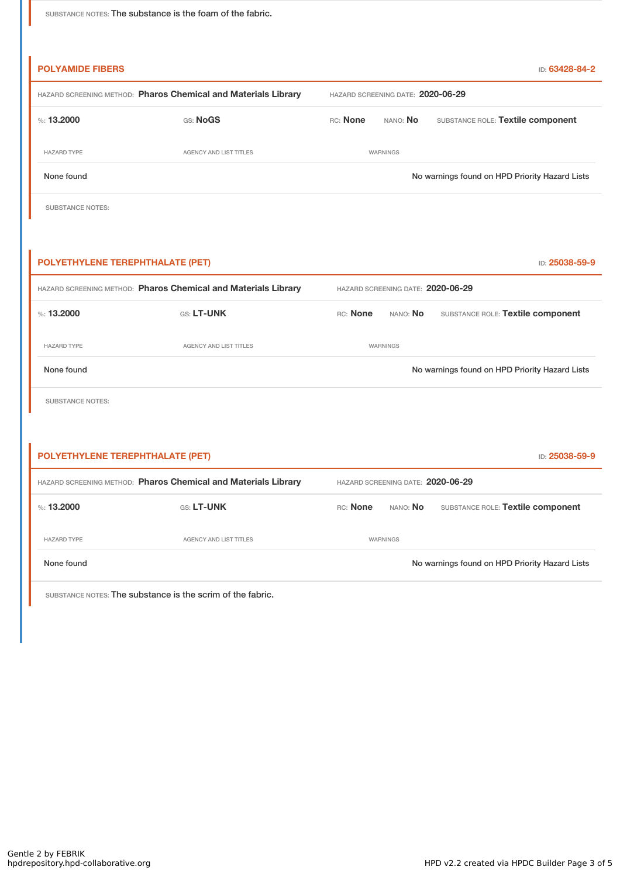SUBSTANCE NOTES: The substance is the foam of the fabric.

## POLYAMIDE FIBERS

ID: 63428-84-2

HAZARD SCREENING METHOD: **Pharos Chemical and Materials Library** HAZARD SCREENING DATE: **2020-06-29**

%: **13.2000** GS: **NoGS** RC: **None** NANO: **No** SUBSTANCE ROLE: **Textile component**

| HAZARD TYPE | AGENCY AND LIST TITLES | WARNINGS |
|---|---|---|
| None found | | No warnings found on HPD Priority Hazard Lists |

SUBSTANCE NOTES:

## POLYETHYLENE TEREPHTHALATE (PET)

ID: 25038-59-9

HAZARD SCREENING METHOD: **Pharos Chemical and Materials Library** HAZARD SCREENING DATE: **2020-06-29**

%: **13.2000** GS: **LT-UNK** RC: **None** NANO: **No** SUBSTANCE ROLE: **Textile component**

| HAZARD TYPE | AGENCY AND LIST TITLES | WARNINGS |
|---|---|---|
| None found | | No warnings found on HPD Priority Hazard Lists |

SUBSTANCE NOTES:

## POLYETHYLENE TEREPHTHALATE (PET)

ID: 25038-59-9

HAZARD SCREENING METHOD: **Pharos Chemical and Materials Library** HAZARD SCREENING DATE: **2020-06-29**

%: **13.2000** GS: **LT-UNK** RC: **None** NANO: **No** SUBSTANCE ROLE: **Textile component**

| HAZARD TYPE | AGENCY AND LIST TITLES | WARNINGS |
|---|---|---|
| None found | | No warnings found on HPD Priority Hazard Lists |

SUBSTANCE NOTES: The substance is the scrim of the fabric.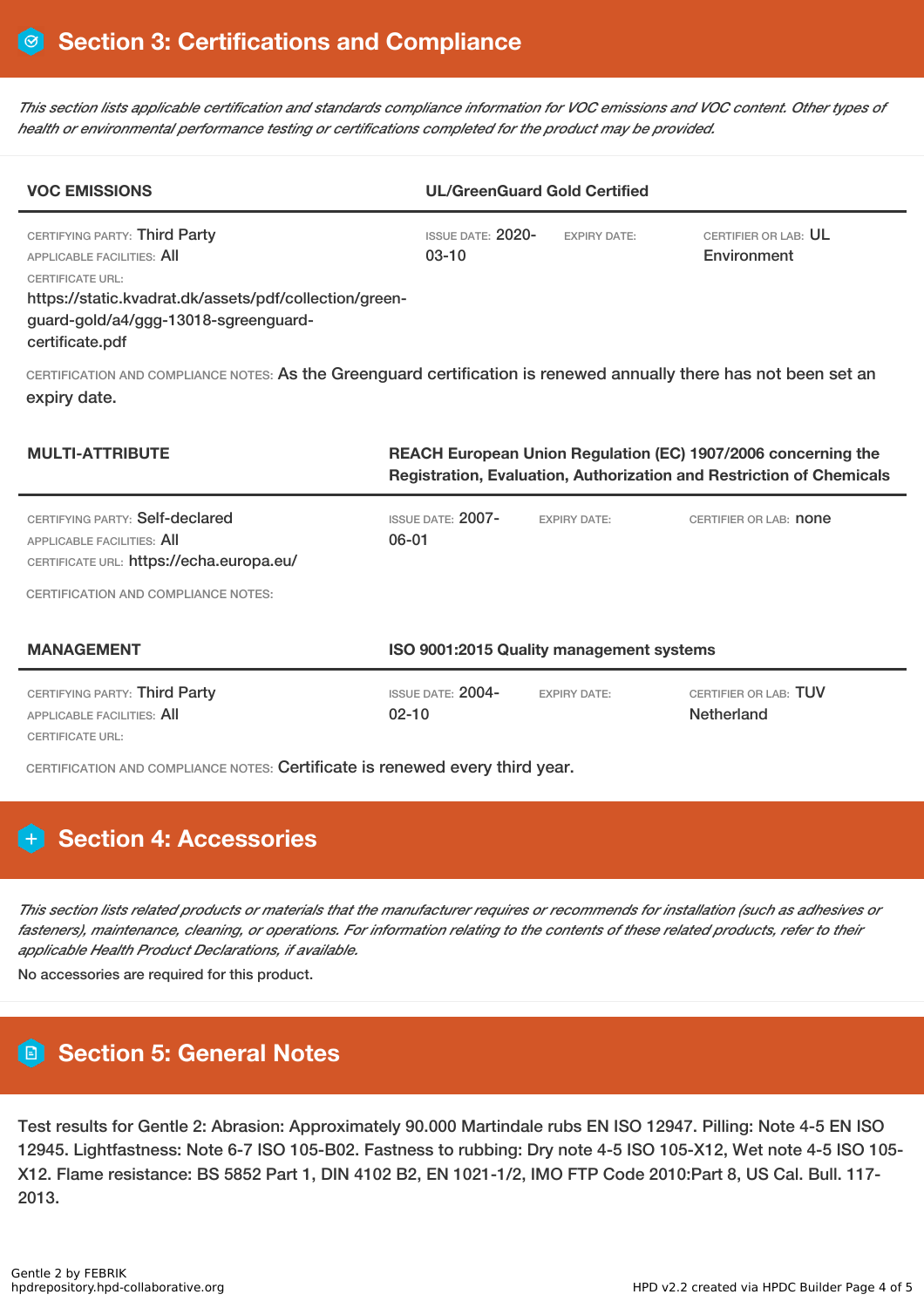# Section 3: Certifications and Compliance

*This section lists applicable certification and standards compliance information for VOC emissions and VOC content. Other types of health or environmental performance testing or certifications completed for the product may be provided.*

| VOC EMISSIONS | UL/GreenGuard Gold Certified | | |
|---|---|---|---|
| CERTIFYING PARTY: Third Party<br>APPLICABLE FACILITIES: All<br>CERTIFICATE URL:<br>https://static.kvadrat.dk/assets/pdf/collection/green-guard-gold/a4/ggg-13018-sgreenguard-certificate.pdf | ISSUE DATE: 2020-03-10 | EXPIRY DATE: | CERTIFIER OR LAB: UL Environment |

CERTIFICATION AND COMPLIANCE NOTES: As the Greenguard certification is renewed annually there has not been set an expiry date.

| MULTI-ATTRIBUTE | REACH European Union Regulation (EC) 1907/2006 concerning the Registration, Evaluation, Authorization and Restriction of Chemicals | | |
|---|---|---|---|
| CERTIFYING PARTY: Self-declared<br>APPLICABLE FACILITIES: All<br>CERTIFICATE URL: https://echa.europa.eu/ | ISSUE DATE: 2007-06-01 | EXPIRY DATE: | CERTIFIER OR LAB: none |

CERTIFICATION AND COMPLIANCE NOTES:

| MANAGEMENT | ISO 9001:2015 Quality management systems | | |
|---|---|---|---|
| CERTIFYING PARTY: Third Party<br>APPLICABLE FACILITIES: All<br>CERTIFICATE URL: | ISSUE DATE: 2004-02-10 | EXPIRY DATE: | CERTIFIER OR LAB: TUV Netherland |

CERTIFICATION AND COMPLIANCE NOTES: Certificate is renewed every third year.

# Section 4: Accessories

*This section lists related products or materials that the manufacturer requires or recommends for installation (such as adhesives or fasteners), maintenance, cleaning, or operations. For information relating to the contents of these related products, refer to their applicable Health Product Declarations, if available.*

No accessories are required for this product.

# Section 5: General Notes

Test results for Gentle 2: Abrasion: Approximately 90.000 Martindale rubs EN ISO 12947. Pilling: Note 4-5 EN ISO 12945. Lightfastness: Note 6-7 ISO 105-B02. Fastness to rubbing: Dry note 4-5 ISO 105-X12, Wet note 4-5 ISO 105-X12. Flame resistance: BS 5852 Part 1, DIN 4102 B2, EN 1021-1/2, IMO FTP Code 2010:Part 8, US Cal. Bull. 117-2013.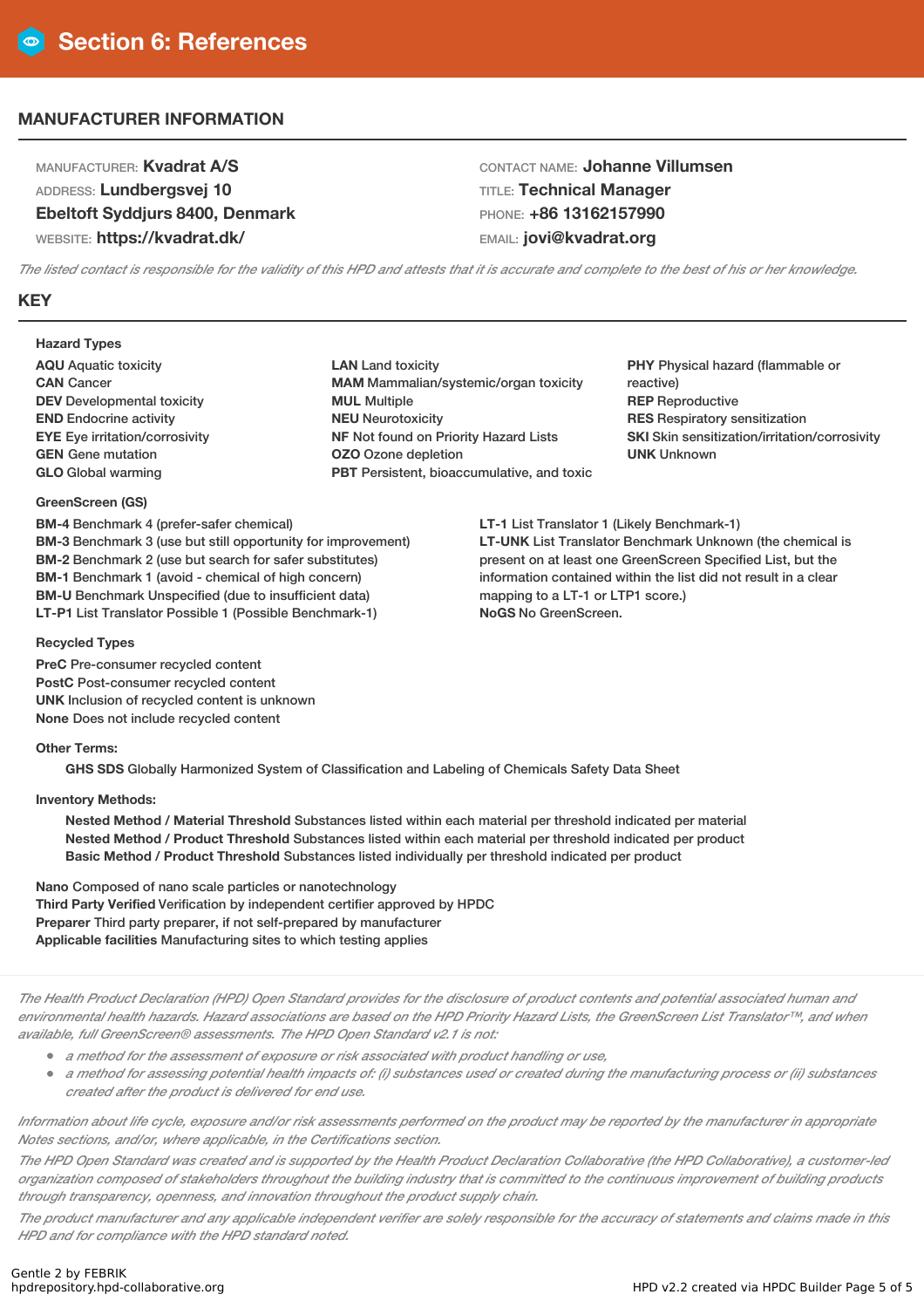# Section 6: References

## MANUFACTURER INFORMATION

MANUFACTURER: **Kvadrat A/S**
ADDRESS: **Lundbergsvej 10**
**Ebeltoft Syddjurs 8400, Denmark**
WEBSITE: **https://kvadrat.dk/**

CONTACT NAME: **Johanne Villumsen**
TITLE: **Technical Manager**
PHONE: **+86 13162157990**
EMAIL: **jovi@kvadrat.org**

*The listed contact is responsible for the validity of this HPD and attests that it is accurate and complete to the best of his or her knowledge.*

## KEY

### Hazard Types

**AQU** Aquatic toxicity
**CAN** Cancer
**DEV** Developmental toxicity
**END** Endocrine activity
**EYE** Eye irritation/corrosivity
**GEN** Gene mutation
**GLO** Global warming
**LAN** Land toxicity
**MAM** Mammalian/systemic/organ toxicity
**MUL** Multiple
**NEU** Neurotoxicity
**NF** Not found on Priority Hazard Lists
**OZO** Ozone depletion
**PBT** Persistent, bioaccumulative, and toxic
**PHY** Physical hazard (flammable or reactive)
**REP** Reproductive
**RES** Respiratory sensitization
**SKI** Skin sensitization/irritation/corrosivity
**UNK** Unknown

### GreenScreen (GS)

**BM-4** Benchmark 4 (prefer-safer chemical)
**BM-3** Benchmark 3 (use but still opportunity for improvement)
**BM-2** Benchmark 2 (use but search for safer substitutes)
**BM-1** Benchmark 1 (avoid - chemical of high concern)
**BM-U** Benchmark Unspecified (due to insufficient data)
**LT-P1** List Translator Possible 1 (Possible Benchmark-1)
**LT-1** List Translator 1 (Likely Benchmark-1)
**LT-UNK** List Translator Benchmark Unknown (the chemical is present on at least one GreenScreen Specified List, but the information contained within the list did not result in a clear mapping to a LT-1 or LTP1 score.)
**NoGS** No GreenScreen.

### Recycled Types

**PreC** Pre-consumer recycled content
**PostC** Post-consumer recycled content
**UNK** Inclusion of recycled content is unknown
**None** Does not include recycled content

### Other Terms:

**GHS SDS** Globally Harmonized System of Classification and Labeling of Chemicals Safety Data Sheet

### Inventory Methods:

**Nested Method / Material Threshold** Substances listed within each material per threshold indicated per material
**Nested Method / Product Threshold** Substances listed within each material per threshold indicated per product
**Basic Method / Product Threshold** Substances listed individually per threshold indicated per product

**Nano** Composed of nano scale particles or nanotechnology
**Third Party Verified** Verification by independent certifier approved by HPDC
**Preparer** Third party preparer, if not self-prepared by manufacturer
**Applicable facilities** Manufacturing sites to which testing applies

*The Health Product Declaration (HPD) Open Standard provides for the disclosure of product contents and potential associated human and environmental health hazards. Hazard associations are based on the HPD Priority Hazard Lists, the GreenScreen List Translator™, and when available, full GreenScreen® assessments. The HPD Open Standard v2.1 is not:*

- *a method for the assessment of exposure or risk associated with product handling or use,*
- *a method for assessing potential health impacts of: (i) substances used or created during the manufacturing process or (ii) substances created after the product is delivered for end use.*

*Information about life cycle, exposure and/or risk assessments performed on the product may be reported by the manufacturer in appropriate Notes sections, and/or, where applicable, in the Certifications section.*

*The HPD Open Standard was created and is supported by the Health Product Declaration Collaborative (the HPD Collaborative), a customer-led organization composed of stakeholders throughout the building industry that is committed to the continuous improvement of building products through transparency, openness, and innovation throughout the product supply chain.*

*The product manufacturer and any applicable independent verifier are solely responsible for the accuracy of statements and claims made in this HPD and for compliance with the HPD standard noted.*